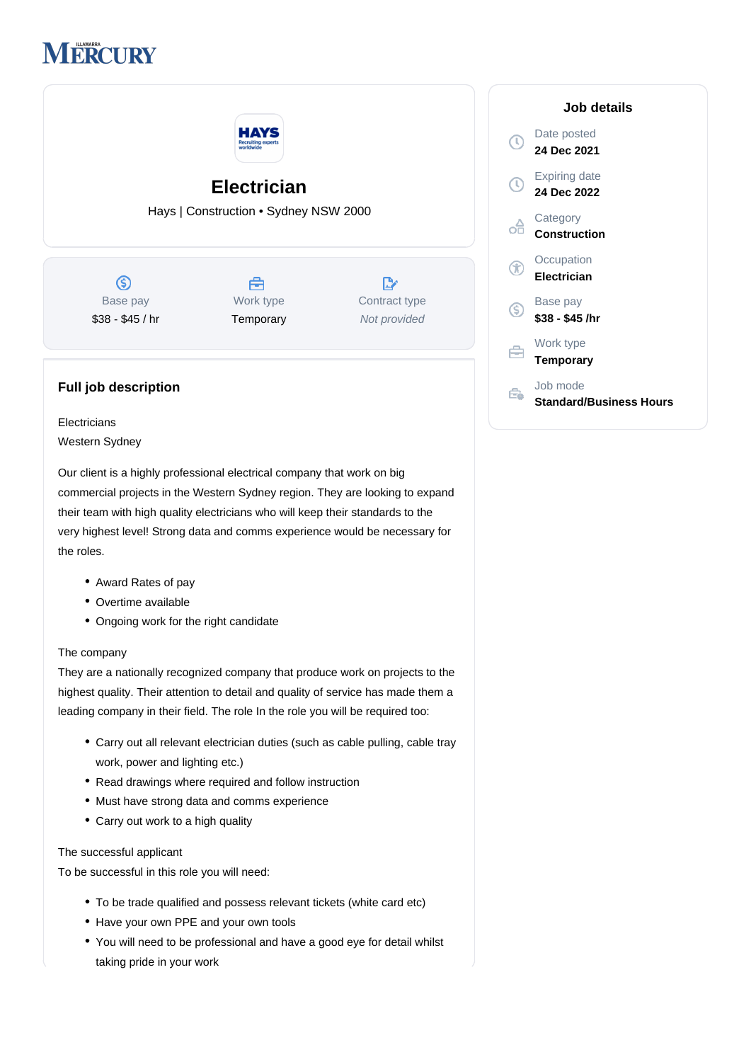# Electrician

Hays | Construction • Sydney NSW 2000

| Base pay | Work type | Contract type |
|---|---|---|
| $38 - $45 / hr | Temporary | *Not provided* |

## Full job description

Electricians
Western Sydney

Our client is a highly professional electrical company that work on big commercial projects in the Western Sydney region. They are looking to expand their team with high quality electricians who will keep their standards to the very highest level! Strong data and comms experience would be necessary for the roles.

- Award Rates of pay
- Overtime available
- Ongoing work for the right candidate

The company
They are a nationally recognized company that produce work on projects to the highest quality. Their attention to detail and quality of service has made them a leading company in their field. The role In the role you will be required too:

- Carry out all relevant electrician duties (such as cable pulling, cable tray work, power and lighting etc.)
- Read drawings where required and follow instruction
- Must have strong data and comms experience
- Carry out work to a high quality

The successful applicant
To be successful in this role you will need:

- To be trade qualified and possess relevant tickets (white card etc)
- Have your own PPE and your own tools
- You will need to be professional and have a good eye for detail whilst taking pride in your work

## Job details

Date posted
**24 Dec 2021**

Expiring date
**24 Dec 2022**

Category
**Construction**

Occupation
**Electrician**

Base pay
**$38 - $45 /hr**

Work type
**Temporary**

Job mode
**Standard/Business Hours**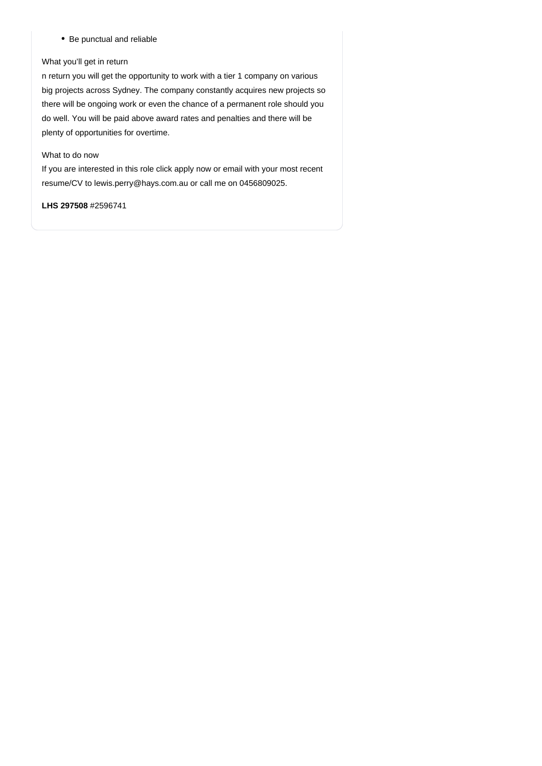- Be punctual and reliable

What you'll get in return

n return you will get the opportunity to work with a tier 1 company on various big projects across Sydney. The company constantly acquires new projects so there will be ongoing work or even the chance of a permanent role should you do well. You will be paid above award rates and penalties and there will be plenty of opportunities for overtime.

What to do now

If you are interested in this role click apply now or email with your most recent resume/CV to lewis.perry@hays.com.au or call me on 0456809025.

**LHS 297508** #2596741